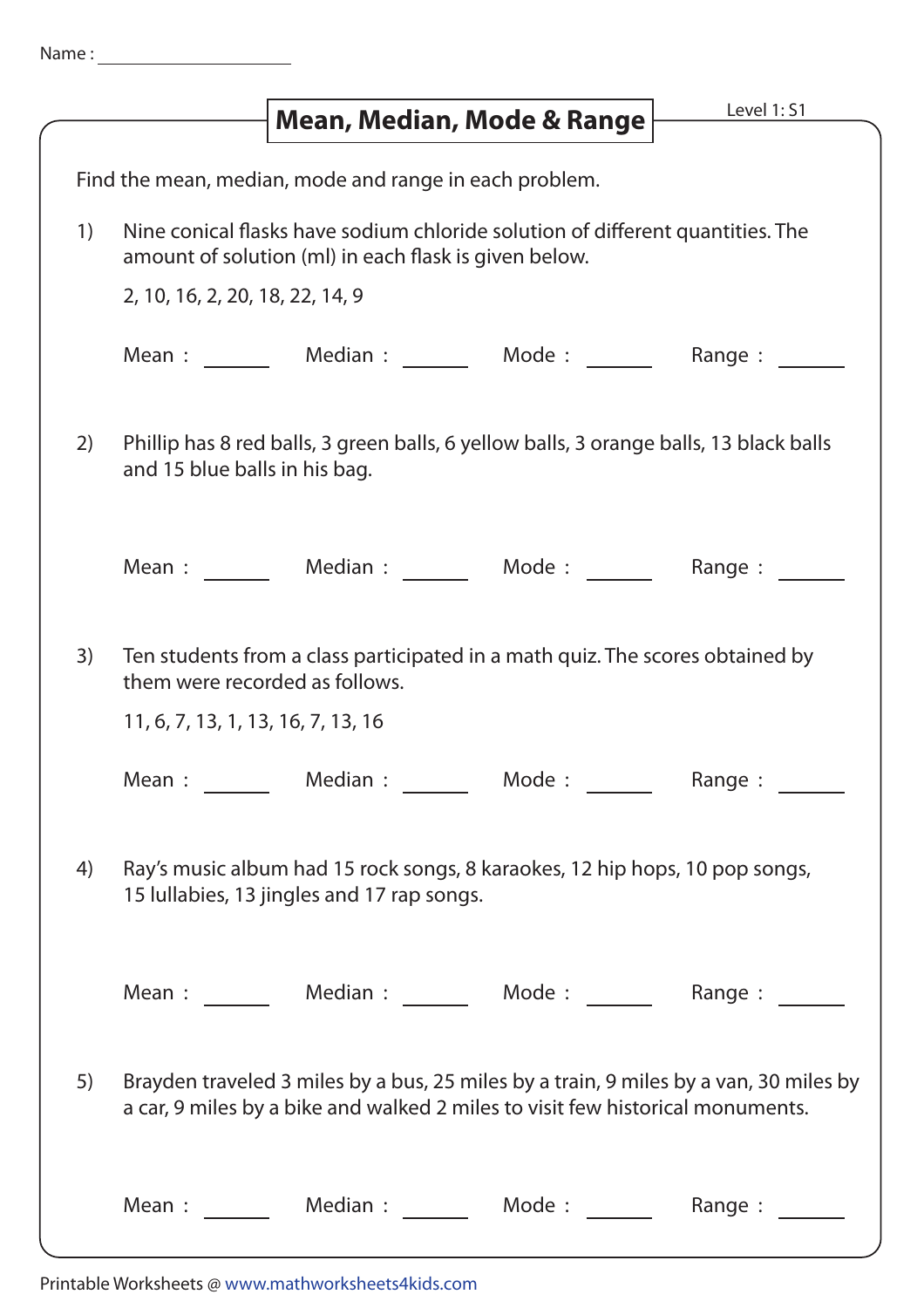Name : ____________________

# Mean, Median, Mode & Range

Level 1: S1

Find the mean, median, mode and range in each problem.

1) Nine conical flasks have sodium chloride solution of different quantities. The amount of solution (ml) in each flask is given below.

   2, 10, 16, 2, 20, 18, 22, 14, 9

   Mean : ______ Median : ______ Mode : ______ Range : ______

2) Phillip has 8 red balls, 3 green balls, 6 yellow balls, 3 orange balls, 13 black balls and 15 blue balls in his bag.

   Mean : ______ Median : ______ Mode : ______ Range : ______

3) Ten students from a class participated in a math quiz. The scores obtained by them were recorded as follows.

   11, 6, 7, 13, 1, 13, 16, 7, 13, 16

   Mean : ______ Median : ______ Mode : ______ Range : ______

4) Ray's music album had 15 rock songs, 8 karaokes, 12 hip hops, 10 pop songs, 15 lullabies, 13 jingles and 17 rap songs.

   Mean : ______ Median : ______ Mode : ______ Range : ______

5) Brayden traveled 3 miles by a bus, 25 miles by a train, 9 miles by a van, 30 miles by a car, 9 miles by a bike and walked 2 miles to visit few historical monuments.

   Mean : ______ Median : ______ Mode : ______ Range : ______

Printable Worksheets @ www.mathworksheets4kids.com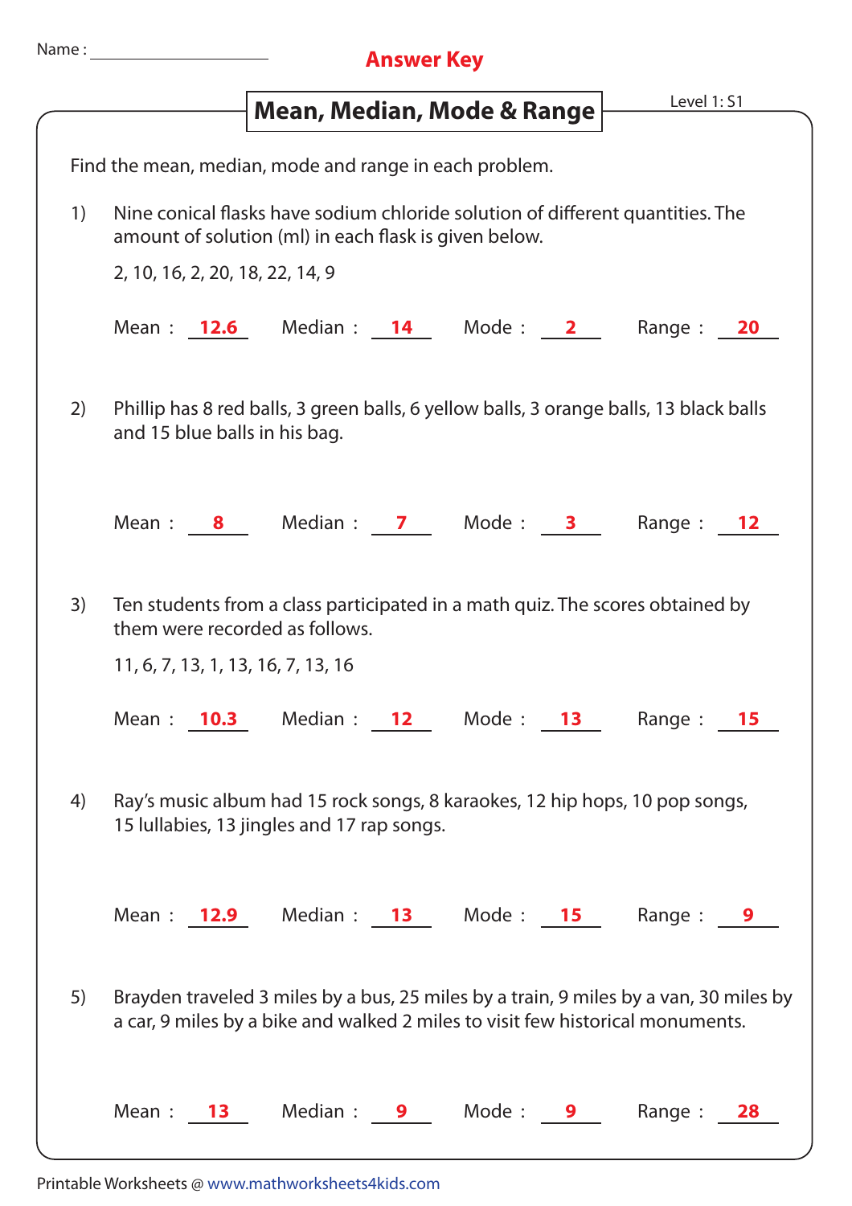Name : ____________________

**Answer Key**

# Mean, Median, Mode & Range

Level 1: S1

Find the mean, median, mode and range in each problem.

1) Nine conical flasks have sodium chloride solution of different quantities. The amount of solution (ml) in each flask is given below.

   2, 10, 16, 2, 20, 18, 22, 14, 9

   Mean : **12.6** Median : **14** Mode : **2** Range : **20**

2) Phillip has 8 red balls, 3 green balls, 6 yellow balls, 3 orange balls, 13 black balls and 15 blue balls in his bag.

   Mean : **8** Median : **7** Mode : **3** Range : **12**

3) Ten students from a class participated in a math quiz. The scores obtained by them were recorded as follows.

   11, 6, 7, 13, 1, 13, 16, 7, 13, 16

   Mean : **10.3** Median : **12** Mode : **13** Range : **15**

4) Ray's music album had 15 rock songs, 8 karaokes, 12 hip hops, 10 pop songs, 15 lullabies, 13 jingles and 17 rap songs.

   Mean : **12.9** Median : **13** Mode : **15** Range : **9**

5) Brayden traveled 3 miles by a bus, 25 miles by a train, 9 miles by a van, 30 miles by a car, 9 miles by a bike and walked 2 miles to visit few historical monuments.

   Mean : **13** Median : **9** Mode : **9** Range : **28**

Printable Worksheets @ www.mathworksheets4kids.com